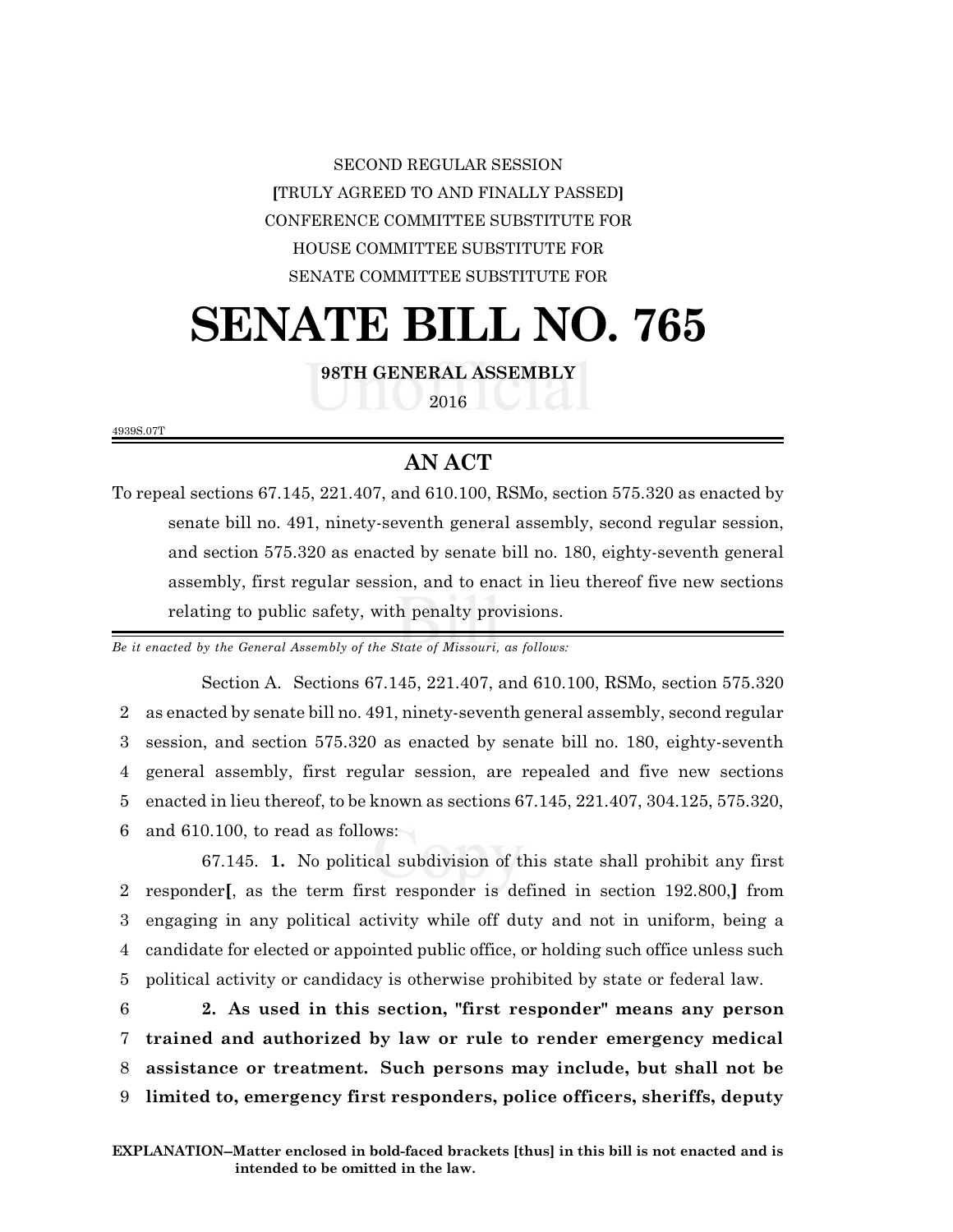SECOND REGULAR SESSION

**[**TRULY AGREED TO AND FINALLY PASSED**]**

CONFERENCE COMMITTEE SUBSTITUTE FOR

HOUSE COMMITTEE SUBSTITUTE FOR

SENATE COMMITTEE SUBSTITUTE FOR

# SENATE BILL NO. 765

**98TH GENERAL ASSEMBLY**

2016

4939S.07T

## AN ACT

To repeal sections 67.145, 221.407, and 610.100, RSMo, section 575.320 as enacted by senate bill no. 491, ninety-seventh general assembly, second regular session, and section 575.320 as enacted by senate bill no. 180, eighty-seventh general assembly, first regular session, and to enact in lieu thereof five new sections relating to public safety, with penalty provisions.

*Be it enacted by the General Assembly of the State of Missouri, as follows:*

Section A. Sections 67.145, 221.407, and 610.100, RSMo, section 575.320
2 as enacted by senate bill no. 491, ninety-seventh general assembly, second regular
3 session, and section 575.320 as enacted by senate bill no. 180, eighty-seventh
4 general assembly, first regular session, are repealed and five new sections
5 enacted in lieu thereof, to be known as sections 67.145, 221.407, 304.125, 575.320,
6 and 610.100, to read as follows:

67.145. **1.** No political subdivision of this state shall prohibit any first
2 responder**[**, as the term first responder is defined in section 192.800,**]** from
3 engaging in any political activity while off duty and not in uniform, being a
4 candidate for elected or appointed public office, or holding such office unless such
5 political activity or candidacy is otherwise prohibited by state or federal law.

6 **2. As used in this section, "first responder" means any person**
7 **trained and authorized by law or rule to render emergency medical**
8 **assistance or treatment. Such persons may include, but shall not be**
9 **limited to, emergency first responders, police officers, sheriffs, deputy**

**EXPLANATION–Matter enclosed in bold-faced brackets [thus] in this bill is not enacted and is intended to be omitted in the law.**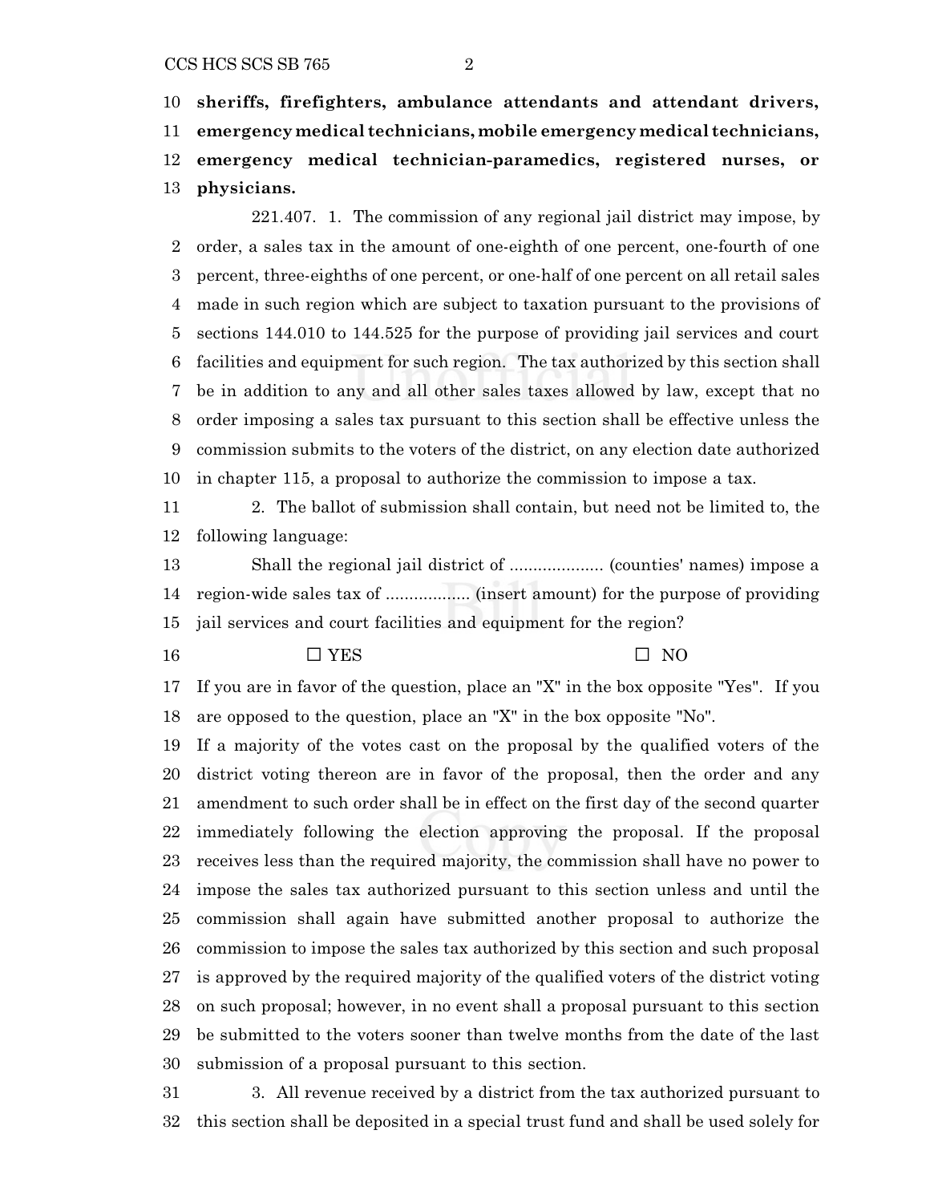**sheriffs, firefighters, ambulance attendants and attendant drivers, emergency medical technicians, mobile emergency medical technicians, emergency medical technician-paramedics, registered nurses, or physicians.**

221.407. 1. The commission of any regional jail district may impose, by order, a sales tax in the amount of one-eighth of one percent, one-fourth of one percent, three-eighths of one percent, or one-half of one percent on all retail sales made in such region which are subject to taxation pursuant to the provisions of sections 144.010 to 144.525 for the purpose of providing jail services and court facilities and equipment for such region. The tax authorized by this section shall be in addition to any and all other sales taxes allowed by law, except that no order imposing a sales tax pursuant to this section shall be effective unless the commission submits to the voters of the district, on any election date authorized in chapter 115, a proposal to authorize the commission to impose a tax.

2. The ballot of submission shall contain, but need not be limited to, the following language:

Shall the regional jail district of .................... (counties' names) impose a region-wide sales tax of .................. (insert amount) for the purpose of providing jail services and court facilities and equipment for the region?

☐ YES ☐ NO

If you are in favor of the question, place an "X" in the box opposite "Yes". If you are opposed to the question, place an "X" in the box opposite "No".

If a majority of the votes cast on the proposal by the qualified voters of the district voting thereon are in favor of the proposal, then the order and any amendment to such order shall be in effect on the first day of the second quarter immediately following the election approving the proposal. If the proposal receives less than the required majority, the commission shall have no power to impose the sales tax authorized pursuant to this section unless and until the commission shall again have submitted another proposal to authorize the commission to impose the sales tax authorized by this section and such proposal is approved by the required majority of the qualified voters of the district voting on such proposal; however, in no event shall a proposal pursuant to this section be submitted to the voters sooner than twelve months from the date of the last submission of a proposal pursuant to this section.

3. All revenue received by a district from the tax authorized pursuant to this section shall be deposited in a special trust fund and shall be used solely for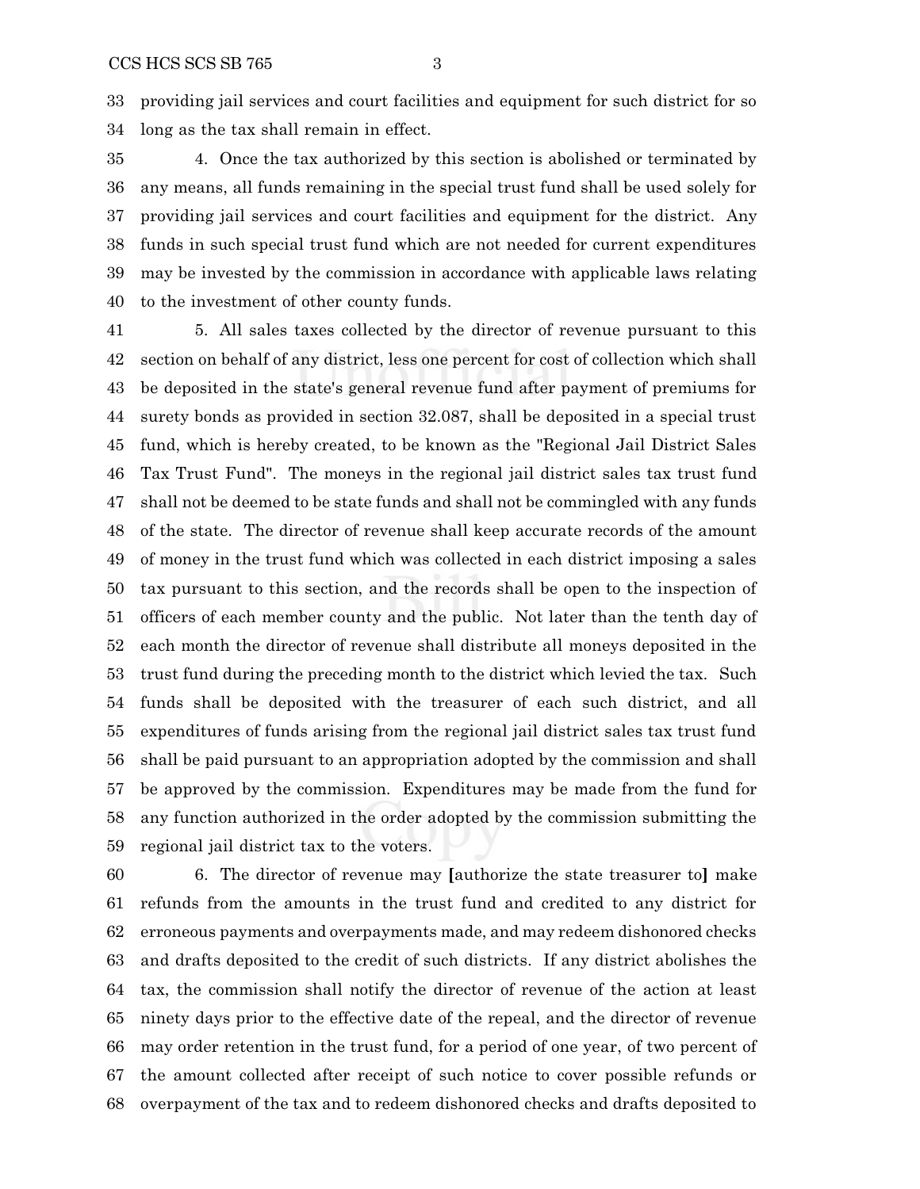providing jail services and court facilities and equipment for such district for so long as the tax shall remain in effect.

4. Once the tax authorized by this section is abolished or terminated by any means, all funds remaining in the special trust fund shall be used solely for providing jail services and court facilities and equipment for the district. Any funds in such special trust fund which are not needed for current expenditures may be invested by the commission in accordance with applicable laws relating to the investment of other county funds.

5. All sales taxes collected by the director of revenue pursuant to this section on behalf of any district, less one percent for cost of collection which shall be deposited in the state's general revenue fund after payment of premiums for surety bonds as provided in section 32.087, shall be deposited in a special trust fund, which is hereby created, to be known as the "Regional Jail District Sales Tax Trust Fund". The moneys in the regional jail district sales tax trust fund shall not be deemed to be state funds and shall not be commingled with any funds of the state. The director of revenue shall keep accurate records of the amount of money in the trust fund which was collected in each district imposing a sales tax pursuant to this section, and the records shall be open to the inspection of officers of each member county and the public. Not later than the tenth day of each month the director of revenue shall distribute all moneys deposited in the trust fund during the preceding month to the district which levied the tax. Such funds shall be deposited with the treasurer of each such district, and all expenditures of funds arising from the regional jail district sales tax trust fund shall be paid pursuant to an appropriation adopted by the commission and shall be approved by the commission. Expenditures may be made from the fund for any function authorized in the order adopted by the commission submitting the regional jail district tax to the voters.

6. The director of revenue may [authorize the state treasurer to] make refunds from the amounts in the trust fund and credited to any district for erroneous payments and overpayments made, and may redeem dishonored checks and drafts deposited to the credit of such districts. If any district abolishes the tax, the commission shall notify the director of revenue of the action at least ninety days prior to the effective date of the repeal, and the director of revenue may order retention in the trust fund, for a period of one year, of two percent of the amount collected after receipt of such notice to cover possible refunds or overpayment of the tax and to redeem dishonored checks and drafts deposited to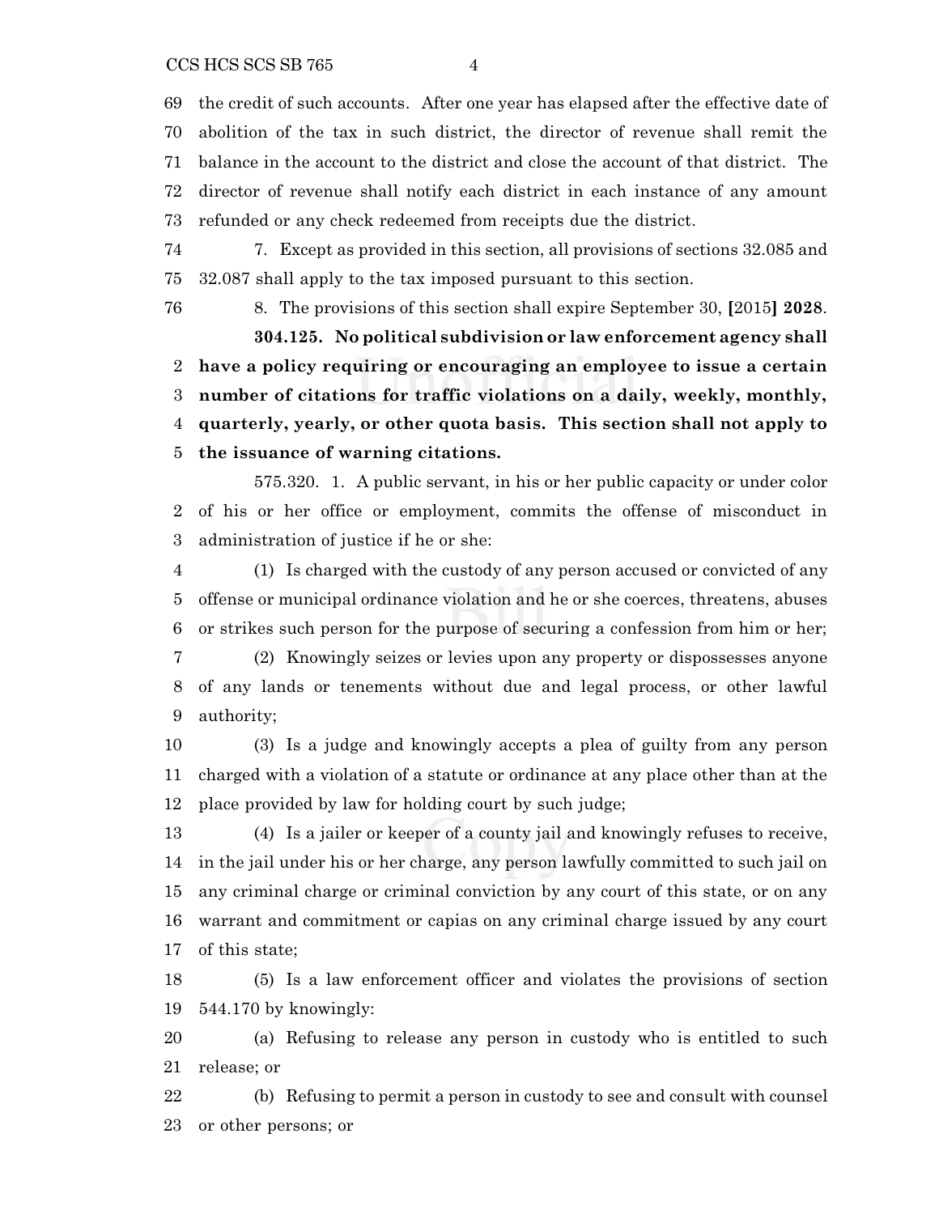the credit of such accounts. After one year has elapsed after the effective date of abolition of the tax in such district, the director of revenue shall remit the balance in the account to the district and close the account of that district. The director of revenue shall notify each district in each instance of any amount refunded or any check redeemed from receipts due the district.

7. Except as provided in this section, all provisions of sections 32.085 and 32.087 shall apply to the tax imposed pursuant to this section.

8. The provisions of this section shall expire September 30, [2015] **2028**.

**304.125. No political subdivision or law enforcement agency shall have a policy requiring or encouraging an employee to issue a certain number of citations for traffic violations on a daily, weekly, monthly, quarterly, yearly, or other quota basis. This section shall not apply to the issuance of warning citations.**

575.320. 1. A public servant, in his or her public capacity or under color of his or her office or employment, commits the offense of misconduct in administration of justice if he or she:

(1) Is charged with the custody of any person accused or convicted of any offense or municipal ordinance violation and he or she coerces, threatens, abuses or strikes such person for the purpose of securing a confession from him or her;

(2) Knowingly seizes or levies upon any property or dispossesses anyone of any lands or tenements without due and legal process, or other lawful authority;

(3) Is a judge and knowingly accepts a plea of guilty from any person charged with a violation of a statute or ordinance at any place other than at the place provided by law for holding court by such judge;

(4) Is a jailer or keeper of a county jail and knowingly refuses to receive, in the jail under his or her charge, any person lawfully committed to such jail on any criminal charge or criminal conviction by any court of this state, or on any warrant and commitment or capias on any criminal charge issued by any court of this state;

(5) Is a law enforcement officer and violates the provisions of section 544.170 by knowingly:

(a) Refusing to release any person in custody who is entitled to such release; or

(b) Refusing to permit a person in custody to see and consult with counsel or other persons; or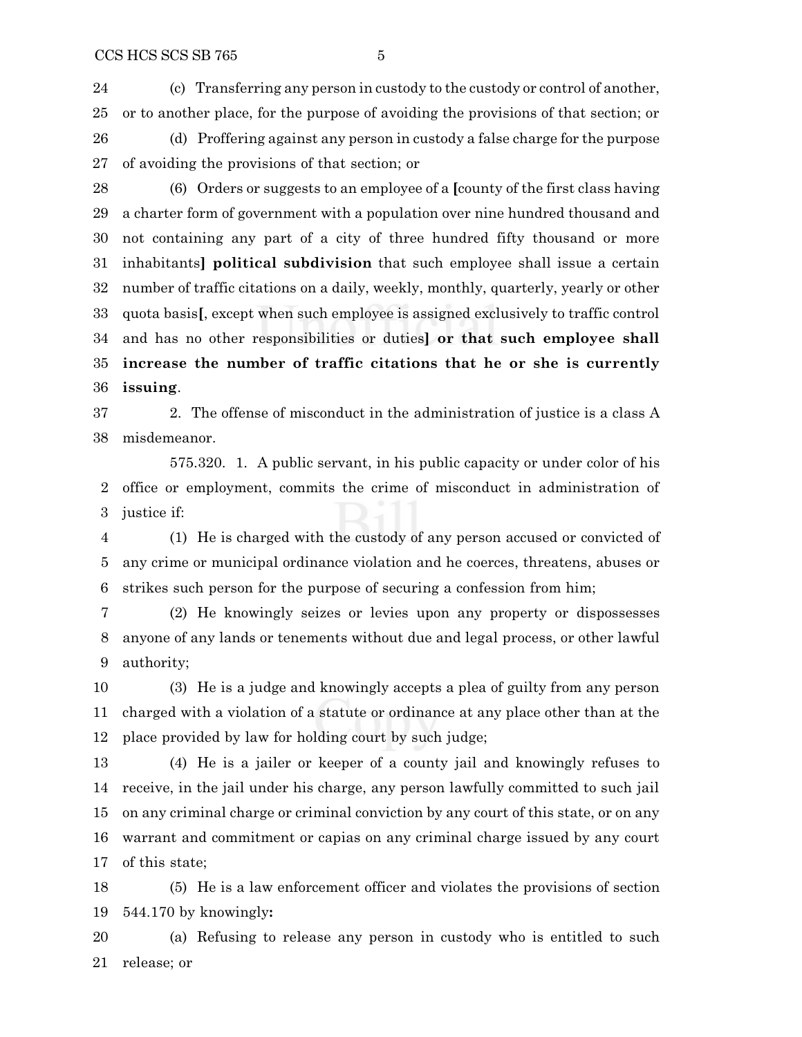(c) Transferring any person in custody to the custody or control of another, or to another place, for the purpose of avoiding the provisions of that section; or

(d) Proffering against any person in custody a false charge for the purpose of avoiding the provisions of that section; or

(6) Orders or suggests to an employee of a [county of the first class having a charter form of government with a population over nine hundred thousand and not containing any part of a city of three hundred fifty thousand or more inhabitants] **political subdivision** that such employee shall issue a certain number of traffic citations on a daily, weekly, monthly, quarterly, yearly or other quota basis[, except when such employee is assigned exclusively to traffic control and has no other responsibilities or duties] **or that such employee shall increase the number of traffic citations that he or she is currently issuing**.

2. The offense of misconduct in the administration of justice is a class A misdemeanor.

575.320. 1. A public servant, in his public capacity or under color of his office or employment, commits the crime of misconduct in administration of justice if:

(1) He is charged with the custody of any person accused or convicted of any crime or municipal ordinance violation and he coerces, threatens, abuses or strikes such person for the purpose of securing a confession from him;

(2) He knowingly seizes or levies upon any property or dispossesses anyone of any lands or tenements without due and legal process, or other lawful authority;

(3) He is a judge and knowingly accepts a plea of guilty from any person charged with a violation of a statute or ordinance at any place other than at the place provided by law for holding court by such judge;

(4) He is a jailer or keeper of a county jail and knowingly refuses to receive, in the jail under his charge, any person lawfully committed to such jail on any criminal charge or criminal conviction by any court of this state, or on any warrant and commitment or capias on any criminal charge issued by any court of this state;

(5) He is a law enforcement officer and violates the provisions of section 544.170 by knowingly**:**

(a) Refusing to release any person in custody who is entitled to such release; or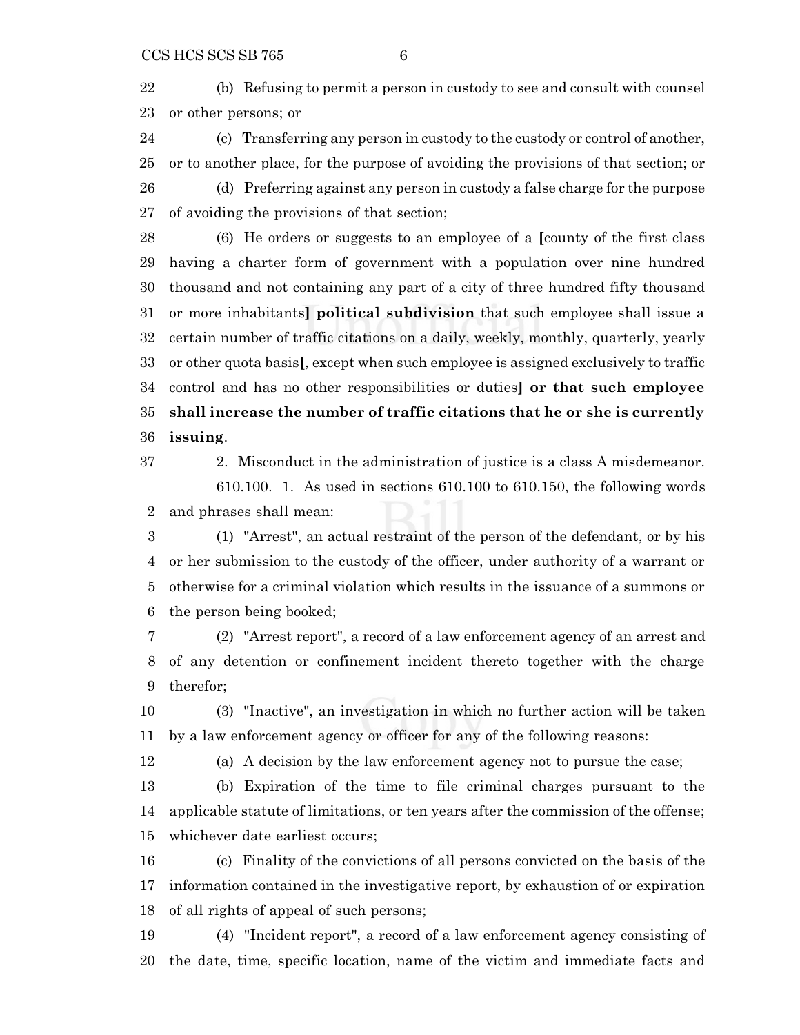(b) Refusing to permit a person in custody to see and consult with counsel or other persons; or

(c) Transferring any person in custody to the custody or control of another, or to another place, for the purpose of avoiding the provisions of that section; or

(d) Preferring against any person in custody a false charge for the purpose of avoiding the provisions of that section;

(6) He orders or suggests to an employee of a **[**county of the first class having a charter form of government with a population over nine hundred thousand and not containing any part of a city of three hundred fifty thousand or more inhabitants**] political subdivision** that such employee shall issue a certain number of traffic citations on a daily, weekly, monthly, quarterly, yearly or other quota basis**[**, except when such employee is assigned exclusively to traffic control and has no other responsibilities or duties**] or that such employee shall increase the number of traffic citations that he or she is currently issuing**.

2. Misconduct in the administration of justice is a class A misdemeanor.

610.100. 1. As used in sections 610.100 to 610.150, the following words and phrases shall mean:

(1) "Arrest", an actual restraint of the person of the defendant, or by his or her submission to the custody of the officer, under authority of a warrant or otherwise for a criminal violation which results in the issuance of a summons or the person being booked;

(2) "Arrest report", a record of a law enforcement agency of an arrest and of any detention or confinement incident thereto together with the charge therefor;

(3) "Inactive", an investigation in which no further action will be taken by a law enforcement agency or officer for any of the following reasons:

(a) A decision by the law enforcement agency not to pursue the case;

(b) Expiration of the time to file criminal charges pursuant to the applicable statute of limitations, or ten years after the commission of the offense; whichever date earliest occurs;

(c) Finality of the convictions of all persons convicted on the basis of the information contained in the investigative report, by exhaustion of or expiration of all rights of appeal of such persons;

(4) "Incident report", a record of a law enforcement agency consisting of the date, time, specific location, name of the victim and immediate facts and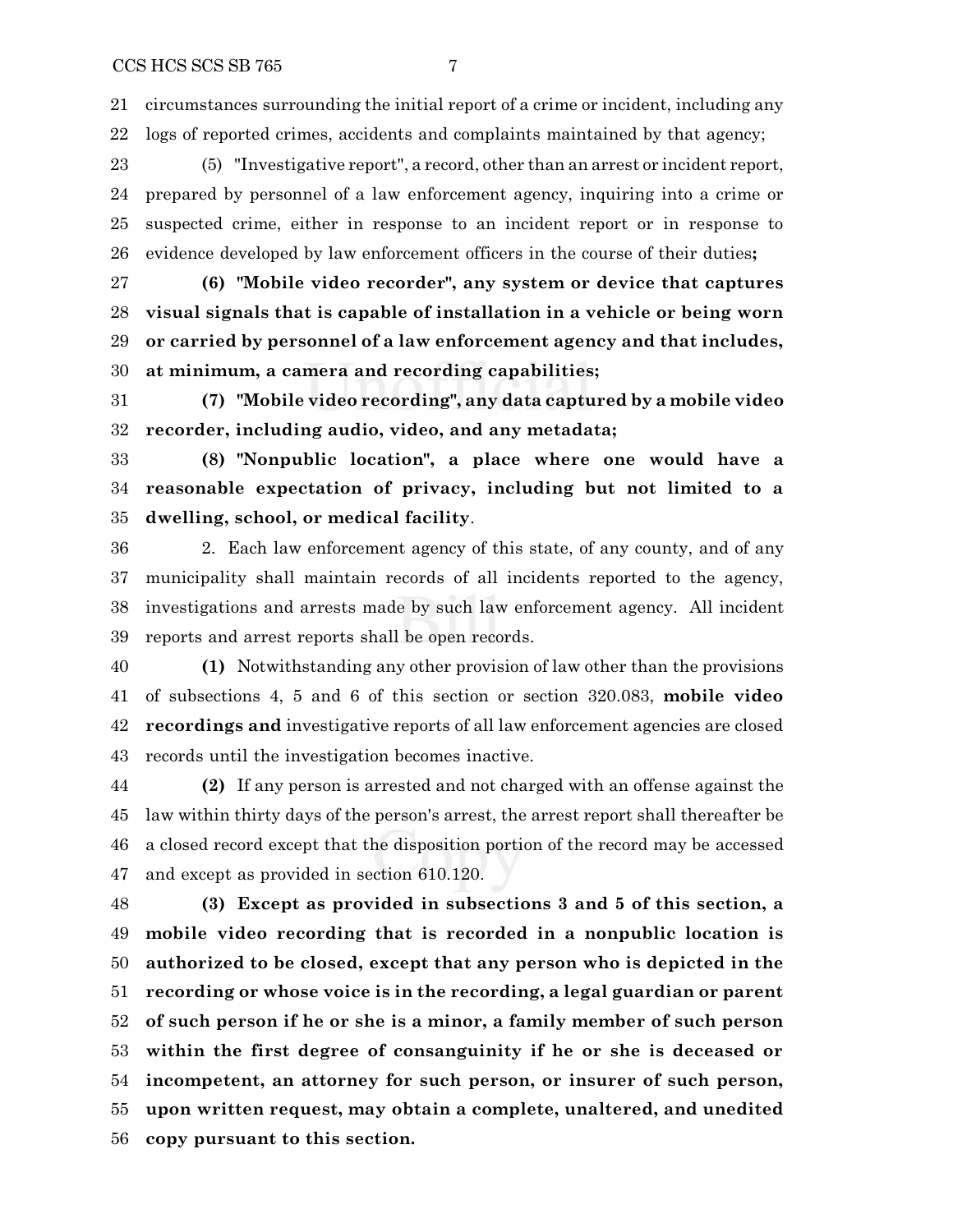circumstances surrounding the initial report of a crime or incident, including any logs of reported crimes, accidents and complaints maintained by that agency;

(5) "Investigative report", a record, other than an arrest or incident report, prepared by personnel of a law enforcement agency, inquiring into a crime or suspected crime, either in response to an incident report or in response to evidence developed by law enforcement officers in the course of their duties**;**

**(6) "Mobile video recorder", any system or device that captures visual signals that is capable of installation in a vehicle or being worn or carried by personnel of a law enforcement agency and that includes, at minimum, a camera and recording capabilities;**

**(7) "Mobile video recording", any data captured by a mobile video recorder, including audio, video, and any metadata;**

**(8) "Nonpublic location", a place where one would have a reasonable expectation of privacy, including but not limited to a dwelling, school, or medical facility**.

2. Each law enforcement agency of this state, of any county, and of any municipality shall maintain records of all incidents reported to the agency, investigations and arrests made by such law enforcement agency. All incident reports and arrest reports shall be open records.

**(1)** Notwithstanding any other provision of law other than the provisions of subsections 4, 5 and 6 of this section or section 320.083, **mobile video recordings and** investigative reports of all law enforcement agencies are closed records until the investigation becomes inactive.

**(2)** If any person is arrested and not charged with an offense against the law within thirty days of the person's arrest, the arrest report shall thereafter be a closed record except that the disposition portion of the record may be accessed and except as provided in section 610.120.

**(3) Except as provided in subsections 3 and 5 of this section, a mobile video recording that is recorded in a nonpublic location is authorized to be closed, except that any person who is depicted in the recording or whose voice is in the recording, a legal guardian or parent of such person if he or she is a minor, a family member of such person within the first degree of consanguinity if he or she is deceased or incompetent, an attorney for such person, or insurer of such person, upon written request, may obtain a complete, unaltered, and unedited copy pursuant to this section.**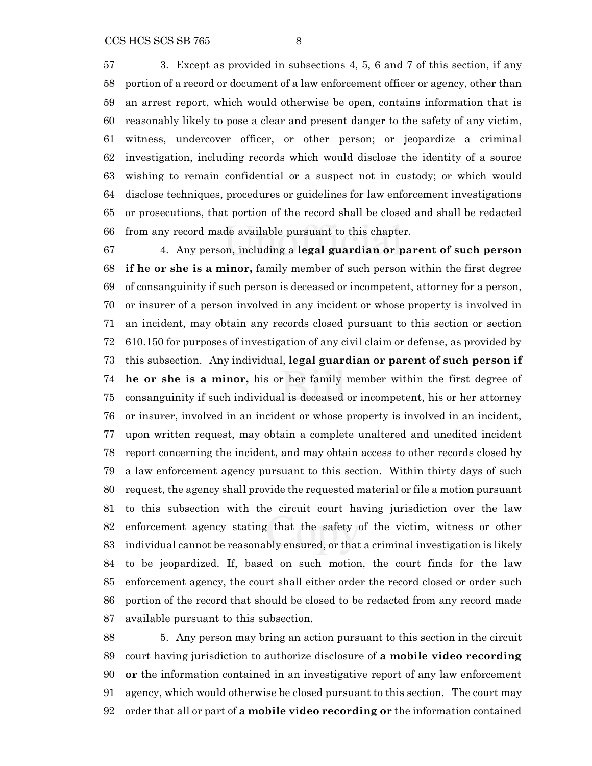3. Except as provided in subsections 4, 5, 6 and 7 of this section, if any portion of a record or document of a law enforcement officer or agency, other than an arrest report, which would otherwise be open, contains information that is reasonably likely to pose a clear and present danger to the safety of any victim, witness, undercover officer, or other person; or jeopardize a criminal investigation, including records which would disclose the identity of a source wishing to remain confidential or a suspect not in custody; or which would disclose techniques, procedures or guidelines for law enforcement investigations or prosecutions, that portion of the record shall be closed and shall be redacted from any record made available pursuant to this chapter.

4. Any person, including a **legal guardian or parent of such person if he or she is a minor,** family member of such person within the first degree of consanguinity if such person is deceased or incompetent, attorney for a person, or insurer of a person involved in any incident or whose property is involved in an incident, may obtain any records closed pursuant to this section or section 610.150 for purposes of investigation of any civil claim or defense, as provided by this subsection. Any individual, **legal guardian or parent of such person if he or she is a minor,** his or her family member within the first degree of consanguinity if such individual is deceased or incompetent, his or her attorney or insurer, involved in an incident or whose property is involved in an incident, upon written request, may obtain a complete unaltered and unedited incident report concerning the incident, and may obtain access to other records closed by a law enforcement agency pursuant to this section. Within thirty days of such request, the agency shall provide the requested material or file a motion pursuant to this subsection with the circuit court having jurisdiction over the law enforcement agency stating that the safety of the victim, witness or other individual cannot be reasonably ensured, or that a criminal investigation is likely to be jeopardized. If, based on such motion, the court finds for the law enforcement agency, the court shall either order the record closed or order such portion of the record that should be closed to be redacted from any record made available pursuant to this subsection.

5. Any person may bring an action pursuant to this section in the circuit court having jurisdiction to authorize disclosure of **a mobile video recording or** the information contained in an investigative report of any law enforcement agency, which would otherwise be closed pursuant to this section. The court may order that all or part of **a mobile video recording or** the information contained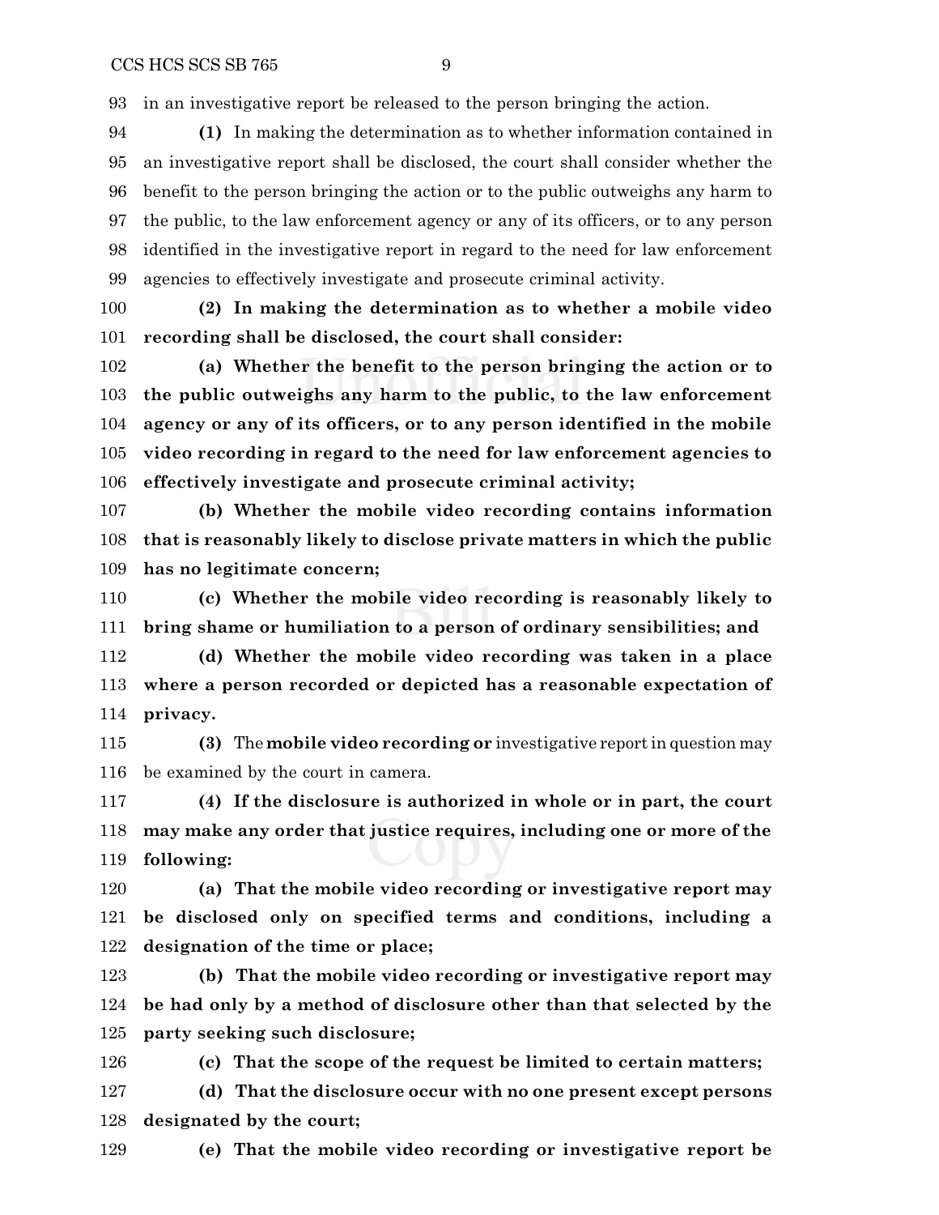in an investigative report be released to the person bringing the action.

(1) In making the determination as to whether information contained in an investigative report shall be disclosed, the court shall consider whether the benefit to the person bringing the action or to the public outweighs any harm to the public, to the law enforcement agency or any of its officers, or to any person identified in the investigative report in regard to the need for law enforcement agencies to effectively investigate and prosecute criminal activity.

**(2) In making the determination as to whether a mobile video recording shall be disclosed, the court shall consider:**

**(a) Whether the benefit to the person bringing the action or to the public outweighs any harm to the public, to the law enforcement agency or any of its officers, or to any person identified in the mobile video recording in regard to the need for law enforcement agencies to effectively investigate and prosecute criminal activity;**

**(b) Whether the mobile video recording contains information that is reasonably likely to disclose private matters in which the public has no legitimate concern;**

**(c) Whether the mobile video recording is reasonably likely to bring shame or humiliation to a person of ordinary sensibilities; and**

**(d) Whether the mobile video recording was taken in a place where a person recorded or depicted has a reasonable expectation of privacy.**

(3) The **mobile video recording or** investigative report in question may be examined by the court in camera.

**(4) If the disclosure is authorized in whole or in part, the court may make any order that justice requires, including one or more of the following:**

**(a) That the mobile video recording or investigative report may be disclosed only on specified terms and conditions, including a designation of the time or place;**

**(b) That the mobile video recording or investigative report may be had only by a method of disclosure other than that selected by the party seeking such disclosure;**

**(c) That the scope of the request be limited to certain matters;**

**(d) That the disclosure occur with no one present except persons designated by the court;**

**(e) That the mobile video recording or investigative report be**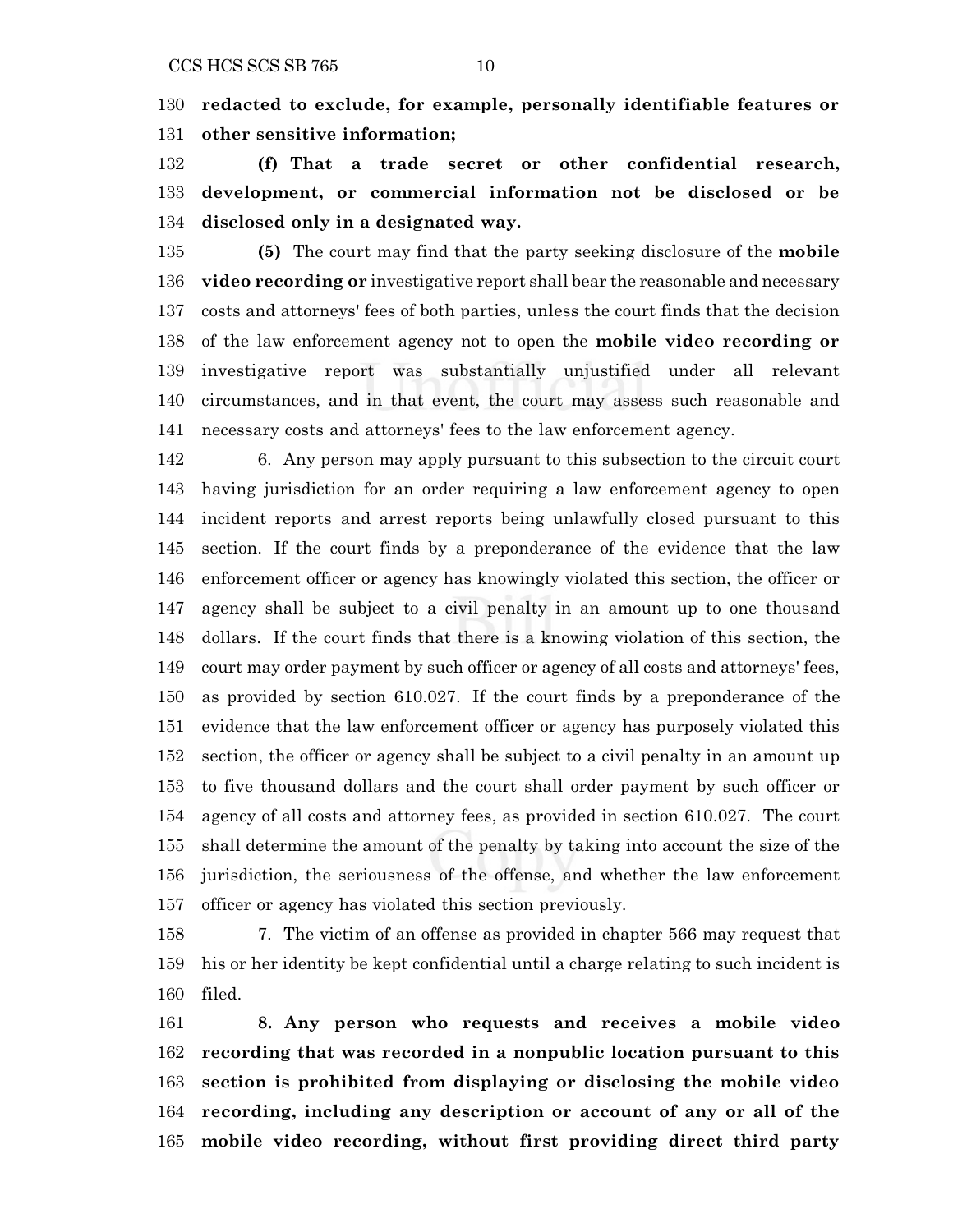**redacted to exclude, for example, personally identifiable features or other sensitive information;**

**(f) That a trade secret or other confidential research, development, or commercial information not be disclosed or be disclosed only in a designated way.**

**(5)** The court may find that the party seeking disclosure of the **mobile video recording or** investigative report shall bear the reasonable and necessary costs and attorneys' fees of both parties, unless the court finds that the decision of the law enforcement agency not to open the **mobile video recording or** investigative report was substantially unjustified under all relevant circumstances, and in that event, the court may assess such reasonable and necessary costs and attorneys' fees to the law enforcement agency.

6. Any person may apply pursuant to this subsection to the circuit court having jurisdiction for an order requiring a law enforcement agency to open incident reports and arrest reports being unlawfully closed pursuant to this section. If the court finds by a preponderance of the evidence that the law enforcement officer or agency has knowingly violated this section, the officer or agency shall be subject to a civil penalty in an amount up to one thousand dollars. If the court finds that there is a knowing violation of this section, the court may order payment by such officer or agency of all costs and attorneys' fees, as provided by section 610.027. If the court finds by a preponderance of the evidence that the law enforcement officer or agency has purposely violated this section, the officer or agency shall be subject to a civil penalty in an amount up to five thousand dollars and the court shall order payment by such officer or agency of all costs and attorney fees, as provided in section 610.027. The court shall determine the amount of the penalty by taking into account the size of the jurisdiction, the seriousness of the offense, and whether the law enforcement officer or agency has violated this section previously.

7. The victim of an offense as provided in chapter 566 may request that his or her identity be kept confidential until a charge relating to such incident is filed.

**8. Any person who requests and receives a mobile video recording that was recorded in a nonpublic location pursuant to this section is prohibited from displaying or disclosing the mobile video recording, including any description or account of any or all of the mobile video recording, without first providing direct third party**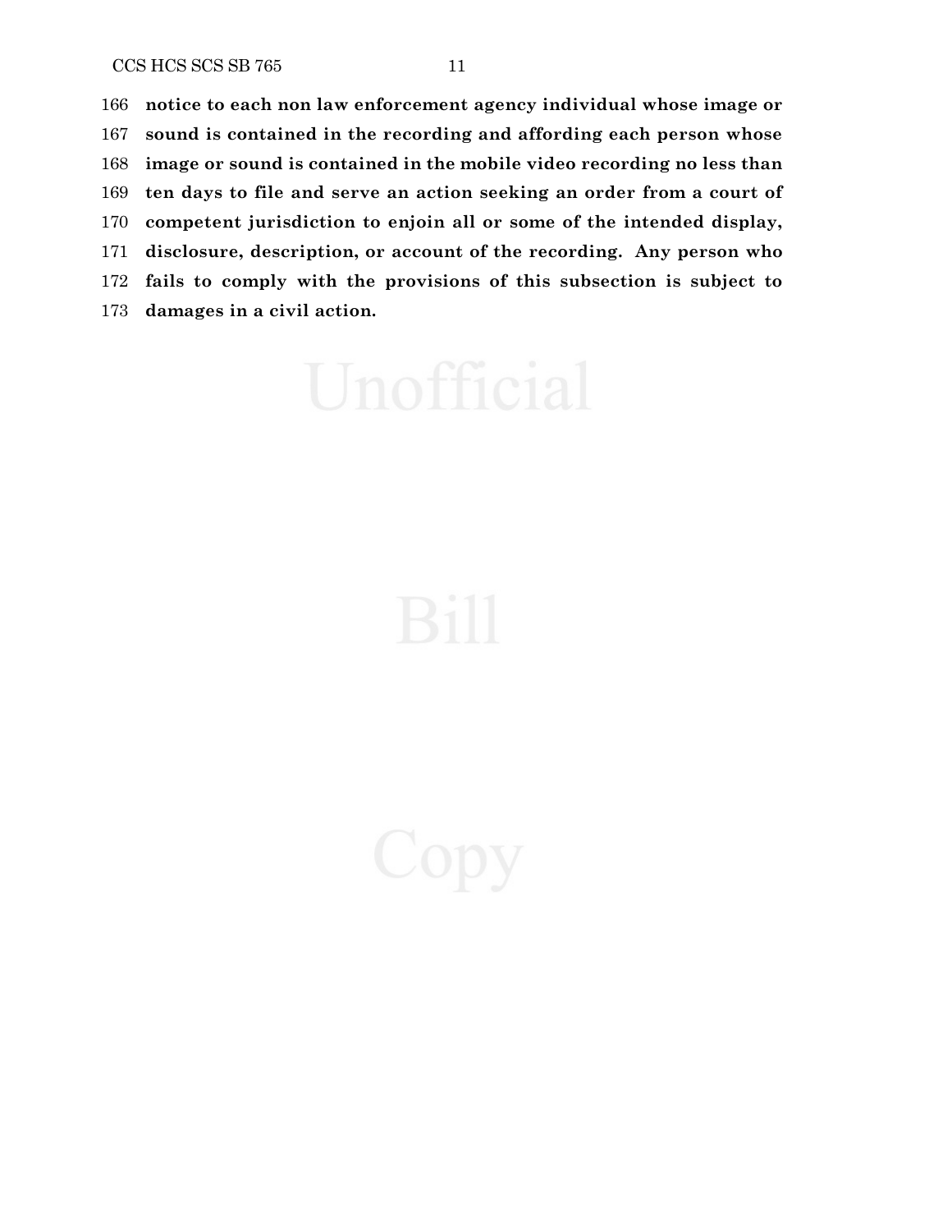**notice to each non law enforcement agency individual whose image or sound is contained in the recording and affording each person whose image or sound is contained in the mobile video recording no less than ten days to file and serve an action seeking an order from a court of competent jurisdiction to enjoin all or some of the intended display, disclosure, description, or account of the recording. Any person who fails to comply with the provisions of this subsection is subject to damages in a civil action.**